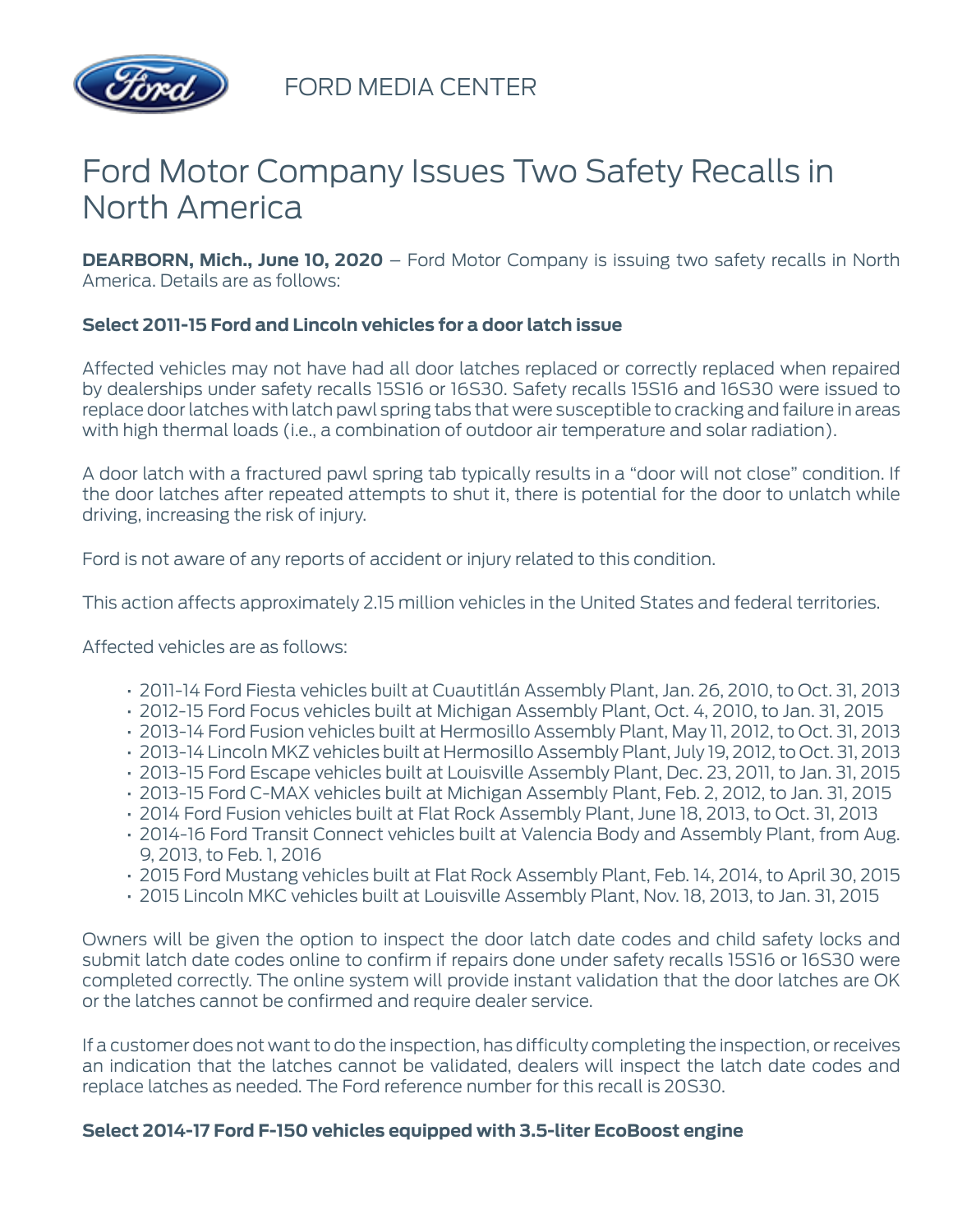FORD MEDIA CENTER

# Ford Motor Company Issues Two Safety Recalls in North America

**DEARBORN, Mich., June 10, 2020** – Ford Motor Company is issuing two safety recalls in North America. Details are as follows:

### Select 2011-15 Ford and Lincoln vehicles for a door latch issue

Affected vehicles may not have had all door latches replaced or correctly replaced when repaired by dealerships under safety recalls 15S16 or 16S30. Safety recalls 15S16 and 16S30 were issued to replace door latches with latch pawl spring tabs that were susceptible to cracking and failure in areas with high thermal loads (i.e., a combination of outdoor air temperature and solar radiation).

A door latch with a fractured pawl spring tab typically results in a "door will not close" condition. If the door latches after repeated attempts to shut it, there is potential for the door to unlatch while driving, increasing the risk of injury.

Ford is not aware of any reports of accident or injury related to this condition.

This action affects approximately 2.15 million vehicles in the United States and federal territories.

Affected vehicles are as follows:

- 2011-14 Ford Fiesta vehicles built at Cuautitlán Assembly Plant, Jan. 26, 2010, to Oct. 31, 2013
- 2012-15 Ford Focus vehicles built at Michigan Assembly Plant, Oct. 4, 2010, to Jan. 31, 2015
- 2013-14 Ford Fusion vehicles built at Hermosillo Assembly Plant, May 11, 2012, to Oct. 31, 2013
- 2013-14 Lincoln MKZ vehicles built at Hermosillo Assembly Plant, July 19, 2012, to Oct. 31, 2013
- 2013-15 Ford Escape vehicles built at Louisville Assembly Plant, Dec. 23, 2011, to Jan. 31, 2015
- 2013-15 Ford C-MAX vehicles built at Michigan Assembly Plant, Feb. 2, 2012, to Jan. 31, 2015
- 2014 Ford Fusion vehicles built at Flat Rock Assembly Plant, June 18, 2013, to Oct. 31, 2013
- 2014-16 Ford Transit Connect vehicles built at Valencia Body and Assembly Plant, from Aug. 9, 2013, to Feb. 1, 2016
- 2015 Ford Mustang vehicles built at Flat Rock Assembly Plant, Feb. 14, 2014, to April 30, 2015
- 2015 Lincoln MKC vehicles built at Louisville Assembly Plant, Nov. 18, 2013, to Jan. 31, 2015

Owners will be given the option to inspect the door latch date codes and child safety locks and submit latch date codes online to confirm if repairs done under safety recalls 15S16 or 16S30 were completed correctly. The online system will provide instant validation that the door latches are OK or the latches cannot be confirmed and require dealer service.

If a customer does not want to do the inspection, has difficulty completing the inspection, or receives an indication that the latches cannot be validated, dealers will inspect the latch date codes and replace latches as needed. The Ford reference number for this recall is 20S30.

### Select 2014-17 Ford F-150 vehicles equipped with 3.5-liter EcoBoost engine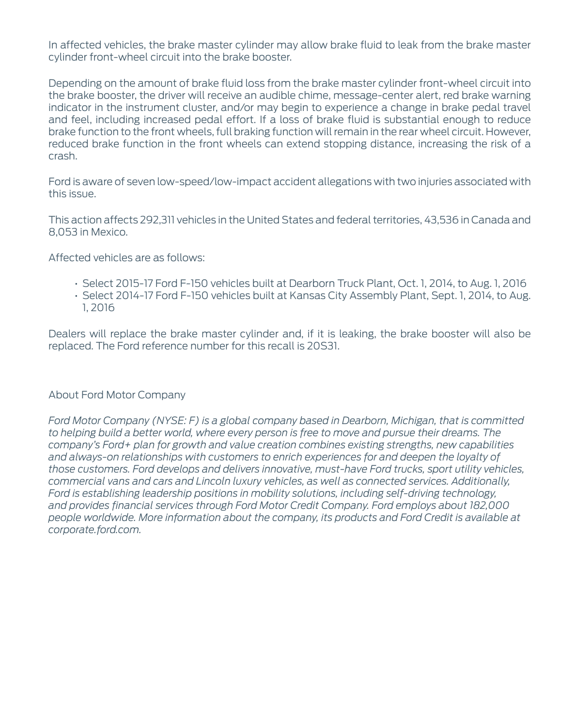In affected vehicles, the brake master cylinder may allow brake fluid to leak from the brake master cylinder front-wheel circuit into the brake booster.

Depending on the amount of brake fluid loss from the brake master cylinder front-wheel circuit into the brake booster, the driver will receive an audible chime, message-center alert, red brake warning indicator in the instrument cluster, and/or may begin to experience a change in brake pedal travel and feel, including increased pedal effort. If a loss of brake fluid is substantial enough to reduce brake function to the front wheels, full braking function will remain in the rear wheel circuit. However, reduced brake function in the front wheels can extend stopping distance, increasing the risk of a crash.

Ford is aware of seven low-speed/low-impact accident allegations with two injuries associated with this issue.

This action affects 292,311 vehicles in the United States and federal territories, 43,536 in Canada and 8,053 in Mexico.

Affected vehicles are as follows:

- Select 2015-17 Ford F-150 vehicles built at Dearborn Truck Plant, Oct. 1, 2014, to Aug. 1, 2016
- Select 2014-17 Ford F-150 vehicles built at Kansas City Assembly Plant, Sept. 1, 2014, to Aug. 1, 2016

Dealers will replace the brake master cylinder and, if it is leaking, the brake booster will also be replaced. The Ford reference number for this recall is 20S31.

About Ford Motor Company

*Ford Motor Company (NYSE: F) is a global company based in Dearborn, Michigan, that is committed to helping build a better world, where every person is free to move and pursue their dreams. The company's Ford+ plan for growth and value creation combines existing strengths, new capabilities and always-on relationships with customers to enrich experiences for and deepen the loyalty of those customers. Ford develops and delivers innovative, must-have Ford trucks, sport utility vehicles, commercial vans and cars and Lincoln luxury vehicles, as well as connected services. Additionally, Ford is establishing leadership positions in mobility solutions, including self-driving technology, and provides financial services through Ford Motor Credit Company. Ford employs about 182,000 people worldwide. More information about the company, its products and Ford Credit is available at corporate.ford.com.*